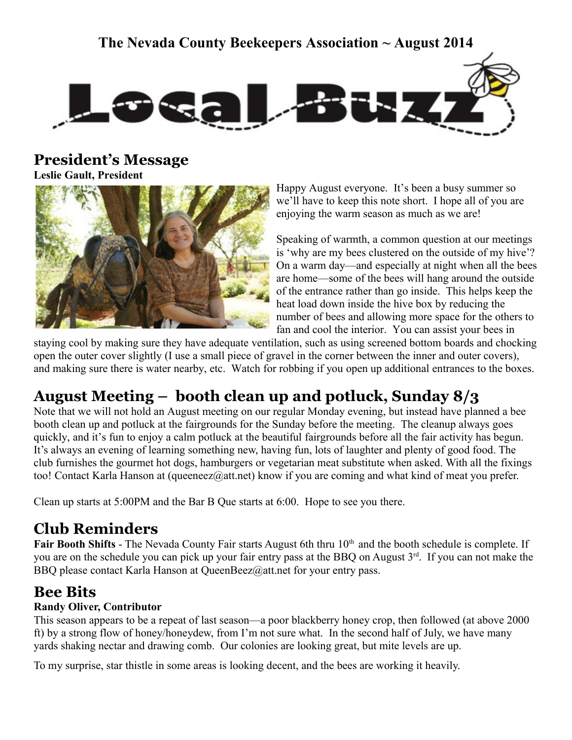# The Nevada County Beekeepers Association ~ August 2014

# Local Buzz

## President's Message

**Leslie Gault, President**

Happy August everyone. It's been a busy summer so we'll have to keep this note short. I hope all of you are enjoying the warm season as much as we are!

Speaking of warmth, a common question at our meetings is 'why are my bees clustered on the outside of my hive'? On a warm day—and especially at night when all the bees are home—some of the bees will hang around the outside of the entrance rather than go inside. This helps keep the heat load down inside the hive box by reducing the number of bees and allowing more space for the others to fan and cool the interior. You can assist your bees in staying cool by making sure they have adequate ventilation, such as using screened bottom boards and chocking open the outer cover slightly (I use a small piece of gravel in the corner between the inner and outer covers), and making sure there is water nearby, etc. Watch for robbing if you open up additional entrances to the boxes.

## August Meeting – booth clean up and potluck, Sunday 8/3

Note that we will not hold an August meeting on our regular Monday evening, but instead have planned a bee booth clean up and potluck at the fairgrounds for the Sunday before the meeting. The cleanup always goes quickly, and it's fun to enjoy a calm potluck at the beautiful fairgrounds before all the fair activity has begun. It's always an evening of learning something new, having fun, lots of laughter and plenty of good food. The club furnishes the gourmet hot dogs, hamburgers or vegetarian meat substitute when asked. With all the fixings too! Contact Karla Hanson at (queeneez@att.net) know if you are coming and what kind of meat you prefer.

Clean up starts at 5:00PM and the Bar B Que starts at 6:00. Hope to see you there.

## Club Reminders

**Fair Booth Shifts** - The Nevada County Fair starts August 6th thru 10th and the booth schedule is complete. If you are on the schedule you can pick up your fair entry pass at the BBQ on August 3rd. If you can not make the BBQ please contact Karla Hanson at QueenBeez@att.net for your entry pass.

## Bee Bits

**Randy Oliver, Contributor**

This season appears to be a repeat of last season—a poor blackberry honey crop, then followed (at above 2000 ft) by a strong flow of honey/honeydew, from I'm not sure what. In the second half of July, we have many yards shaking nectar and drawing comb. Our colonies are looking great, but mite levels are up.

To my surprise, star thistle in some areas is looking decent, and the bees are working it heavily.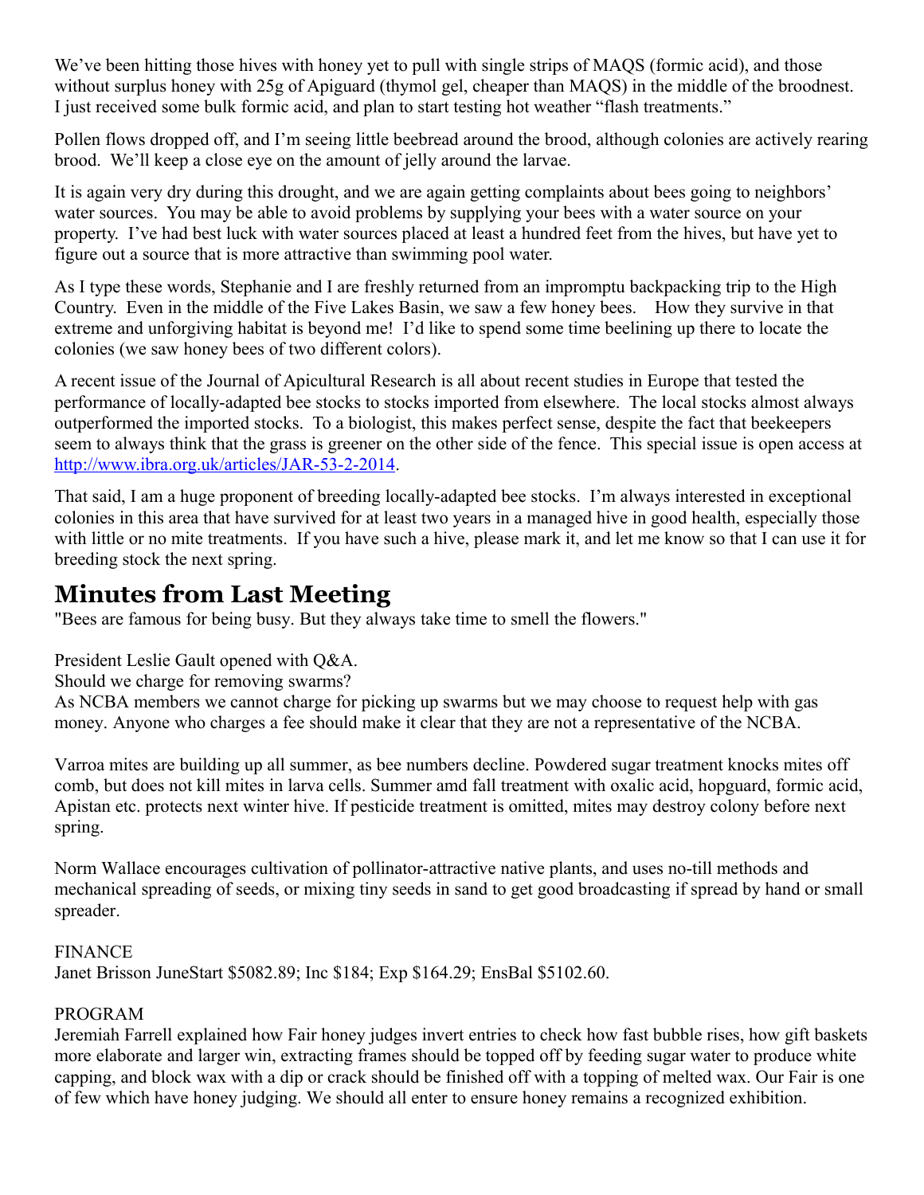We've been hitting those hives with honey yet to pull with single strips of MAQS (formic acid), and those without surplus honey with 25g of Apiguard (thymol gel, cheaper than MAQS) in the middle of the broodnest. I just received some bulk formic acid, and plan to start testing hot weather "flash treatments."

Pollen flows dropped off, and I'm seeing little beebread around the brood, although colonies are actively rearing brood. We'll keep a close eye on the amount of jelly around the larvae.

It is again very dry during this drought, and we are again getting complaints about bees going to neighbors' water sources. You may be able to avoid problems by supplying your bees with a water source on your property. I've had best luck with water sources placed at least a hundred feet from the hives, but have yet to figure out a source that is more attractive than swimming pool water.

As I type these words, Stephanie and I are freshly returned from an impromptu backpacking trip to the High Country. Even in the middle of the Five Lakes Basin, we saw a few honey bees. How they survive in that extreme and unforgiving habitat is beyond me! I'd like to spend some time beelining up there to locate the colonies (we saw honey bees of two different colors).

A recent issue of the Journal of Apicultural Research is all about recent studies in Europe that tested the performance of locally-adapted bee stocks to stocks imported from elsewhere. The local stocks almost always outperformed the imported stocks. To a biologist, this makes perfect sense, despite the fact that beekeepers seem to always think that the grass is greener on the other side of the fence. This special issue is open access at http://www.ibra.org.uk/articles/JAR-53-2-2014.

That said, I am a huge proponent of breeding locally-adapted bee stocks. I'm always interested in exceptional colonies in this area that have survived for at least two years in a managed hive in good health, especially those with little or no mite treatments. If you have such a hive, please mark it, and let me know so that I can use it for breeding stock the next spring.

## Minutes from Last Meeting

"Bees are famous for being busy. But they always take time to smell the flowers."

President Leslie Gault opened with Q&A.
Should we charge for removing swarms?
As NCBA members we cannot charge for picking up swarms but we may choose to request help with gas money. Anyone who charges a fee should make it clear that they are not a representative of the NCBA.

Varroa mites are building up all summer, as bee numbers decline. Powdered sugar treatment knocks mites off comb, but does not kill mites in larva cells. Summer amd fall treatment with oxalic acid, hopguard, formic acid, Apistan etc. protects next winter hive. If pesticide treatment is omitted, mites may destroy colony before next spring.

Norm Wallace encourages cultivation of pollinator-attractive native plants, and uses no-till methods and mechanical spreading of seeds, or mixing tiny seeds in sand to get good broadcasting if spread by hand or small spreader.

FINANCE
Janet Brisson JuneStart $5082.89; Inc $184; Exp $164.29; EnsBal $5102.60.

PROGRAM
Jeremiah Farrell explained how Fair honey judges invert entries to check how fast bubble rises, how gift baskets more elaborate and larger win, extracting frames should be topped off by feeding sugar water to produce white capping, and block wax with a dip or crack should be finished off with a topping of melted wax. Our Fair is one of few which have honey judging. We should all enter to ensure honey remains a recognized exhibition.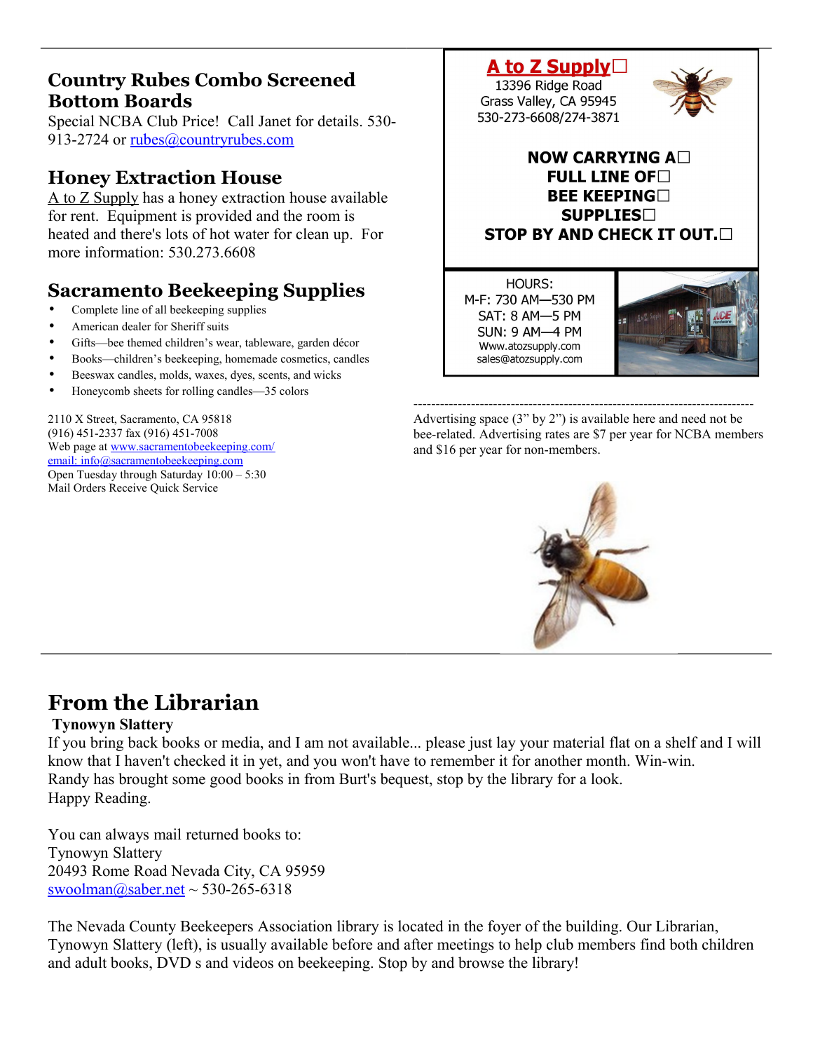## Country Rubes Combo Screened Bottom Boards

Special NCBA Club Price! Call Janet for details. 530-913-2724 or rubes@countryrubes.com

## Honey Extraction House

A to Z Supply has a honey extraction house available for rent. Equipment is provided and the room is heated and there's lots of hot water for clean up. For more information: 530.273.6608

## Sacramento Beekeeping Supplies

- Complete line of all beekeeping supplies
- American dealer for Sheriff suits
- Gifts—bee themed children's wear, tableware, garden décor
- Books—children's beekeeping, homemade cosmetics, candles
- Beeswax candles, molds, waxes, dyes, scents, and wicks
- Honeycomb sheets for rolling candles—35 colors

2110 X Street, Sacramento, CA 95818
(916) 451-2337 fax (916) 451-7008
Web page at www.sacramentobeekeeping.com/
email: info@sacramentobeekeeping.com
Open Tuesday through Saturday 10:00 – 5:30
Mail Orders Receive Quick Service

**A to Z Supply**
13396 Ridge Road
Grass Valley, CA 95945
530-273-6608/274-3871

**NOW CARRYING A FULL LINE OF BEE KEEPING SUPPLIES**
**STOP BY AND CHECK IT OUT.**

HOURS:
M-F: 730 AM—530 PM
SAT: 8 AM—5 PM
SUN: 9 AM—4 PM
Www.atozsupply.com
sales@atozsupply.com

---

Advertising space (3" by 2") is available here and need not be bee-related. Advertising rates are $7 per year for NCBA members and $16 per year for non-members.

# From the Librarian

**Tynowyn Slattery**

If you bring back books or media, and I am not available... please just lay your material flat on a shelf and I will know that I haven't checked it in yet, and you won't have to remember it for another month. Win-win.
Randy has brought some good books in from Burt's bequest, stop by the library for a look.
Happy Reading.

You can always mail returned books to:
Tynowyn Slattery
20493 Rome Road Nevada City, CA 95959
swoolman@saber.net ~ 530-265-6318

The Nevada County Beekeepers Association library is located in the foyer of the building. Our Librarian, Tynowyn Slattery (left), is usually available before and after meetings to help club members find both children and adult books, DVD s and videos on beekeeping. Stop by and browse the library!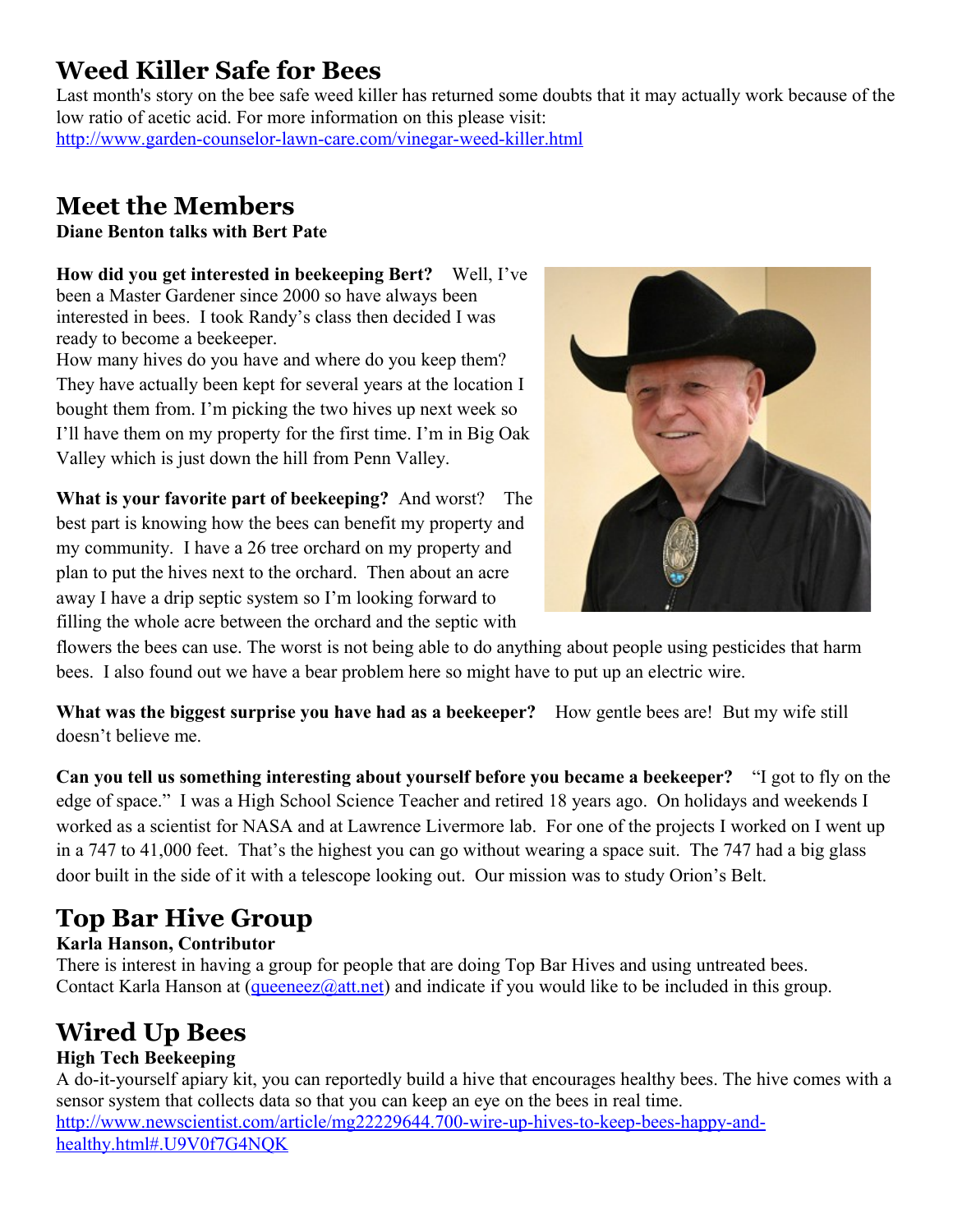# Weed Killer Safe for Bees

Last month's story on the bee safe weed killer has returned some doubts that it may actually work because of the low ratio of acetic acid. For more information on this please visit: http://www.garden-counselor-lawn-care.com/vinegar-weed-killer.html

# Meet the Members

**Diane Benton talks with Bert Pate**

**How did you get interested in beekeeping Bert?** Well, I've been a Master Gardener since 2000 so have always been interested in bees. I took Randy's class then decided I was ready to become a beekeeper.

How many hives do you have and where do you keep them? They have actually been kept for several years at the location I bought them from. I'm picking the two hives up next week so I'll have them on my property for the first time. I'm in Big Oak Valley which is just down the hill from Penn Valley.

**What is your favorite part of beekeeping?** And worst? The best part is knowing how the bees can benefit my property and my community. I have a 26 tree orchard on my property and plan to put the hives next to the orchard. Then about an acre away I have a drip septic system so I'm looking forward to filling the whole acre between the orchard and the septic with flowers the bees can use. The worst is not being able to do anything about people using pesticides that harm bees. I also found out we have a bear problem here so might have to put up an electric wire.

**What was the biggest surprise you have had as a beekeeper?** How gentle bees are! But my wife still doesn't believe me.

**Can you tell us something interesting about yourself before you became a beekeeper?** "I got to fly on the edge of space." I was a High School Science Teacher and retired 18 years ago. On holidays and weekends I worked as a scientist for NASA and at Lawrence Livermore lab. For one of the projects I worked on I went up in a 747 to 41,000 feet. That's the highest you can go without wearing a space suit. The 747 had a big glass door built in the side of it with a telescope looking out. Our mission was to study Orion's Belt.

# Top Bar Hive Group

**Karla Hanson, Contributor**

There is interest in having a group for people that are doing Top Bar Hives and using untreated bees. Contact Karla Hanson at (queeneez@att.net) and indicate if you would like to be included in this group.

# Wired Up Bees

**High Tech Beekeeping**

A do-it-yourself apiary kit, you can reportedly build a hive that encourages healthy bees. The hive comes with a sensor system that collects data so that you can keep an eye on the bees in real time.
http://www.newscientist.com/article/mg22229644.700-wire-up-hives-to-keep-bees-happy-and-healthy.html#.U9V0f7G4NQK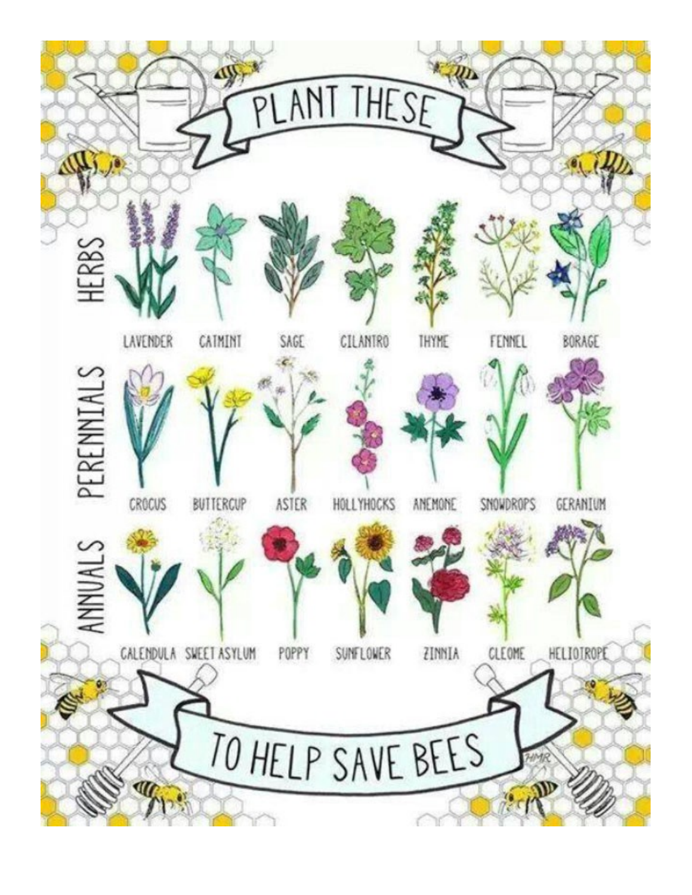# PLANT THESE

## HERBS

- LAVENDER
- CATMINT
- SAGE
- CILANTRO
- THYME
- FENNEL
- BORAGE

## PERENNIALS

- CROCUS
- BUTTERCUP
- ASTER
- HOLLYHOCKS
- ANEMONE
- SNOWDROPS
- GERANIUM

## ANNUALS

- CALENDULA
- SWEET ASYLUM
- POPPY
- SUNFLOWER
- ZINNIA
- CLEOME
- HELIOTROPE

# TO HELP SAVE BEES

HMR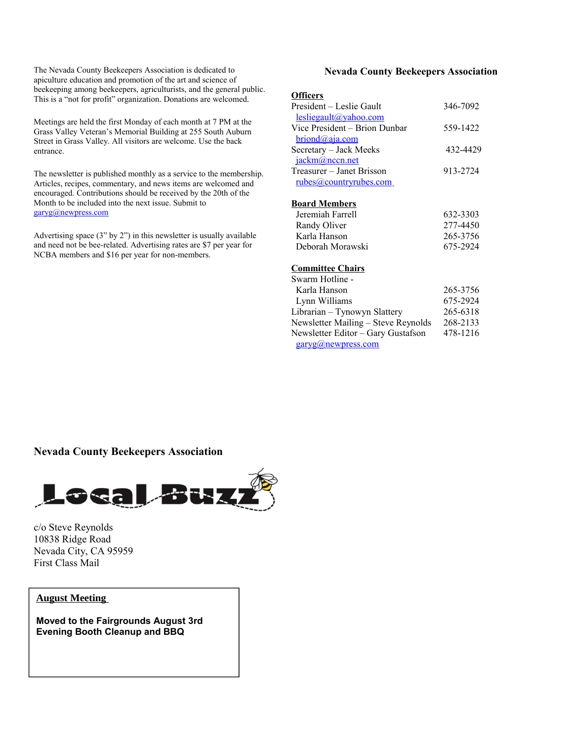The Nevada County Beekeepers Association is dedicated to apiculture education and promotion of the art and science of beekeeping among beekeepers, agriculturists, and the general public. This is a "not for profit" organization. Donations are welcomed.

Meetings are held the first Monday of each month at 7 PM at the Grass Valley Veteran's Memorial Building at 255 South Auburn Street in Grass Valley. All visitors are welcome. Use the back entrance.

The newsletter is published monthly as a service to the membership. Articles, recipes, commentary, and news items are welcomed and encouraged. Contributions should be received by the 20th of the Month to be included into the next issue. Submit to garyg@newpress.com

Advertising space (3" by 2") in this newsletter is usually available and need not be bee-related. Advertising rates are $7 per year for NCBA members and $16 per year for non-members.

## Nevada County Beekeepers Association

**Officers**

President – Leslie Gault 346-7092
lesliegault@yahoo.com

Vice President – Brion Dunbar 559-1422
briond@aja.com

Secretary – Jack Meeks 432-4429
jackm@nccn.net

Treasurer – Janet Brisson 913-2724
rubes@countryrubes.com

**Board Members**

Jeremiah Farrell 632-3303
Randy Oliver 277-4450
Karla Hanson 265-3756
Deborah Morawski 675-2924

**Committee Chairs**

Swarm Hotline -
Karla Hanson 265-3756
Lynn Williams 675-2924

Librarian – Tynowyn Slattery 265-6318

Newsletter Mailing – Steve Reynolds 268-2133

Newsletter Editor – Gary Gustafson 478-1216
garyg@newpress.com

## Nevada County Beekeepers Association

Local Buzz

c/o Steve Reynolds
10838 Ridge Road
Nevada City, CA 95959
First Class Mail

**August Meeting**

**Moved to the Fairgrounds August 3rd**
**Evening Booth Cleanup and BBQ**